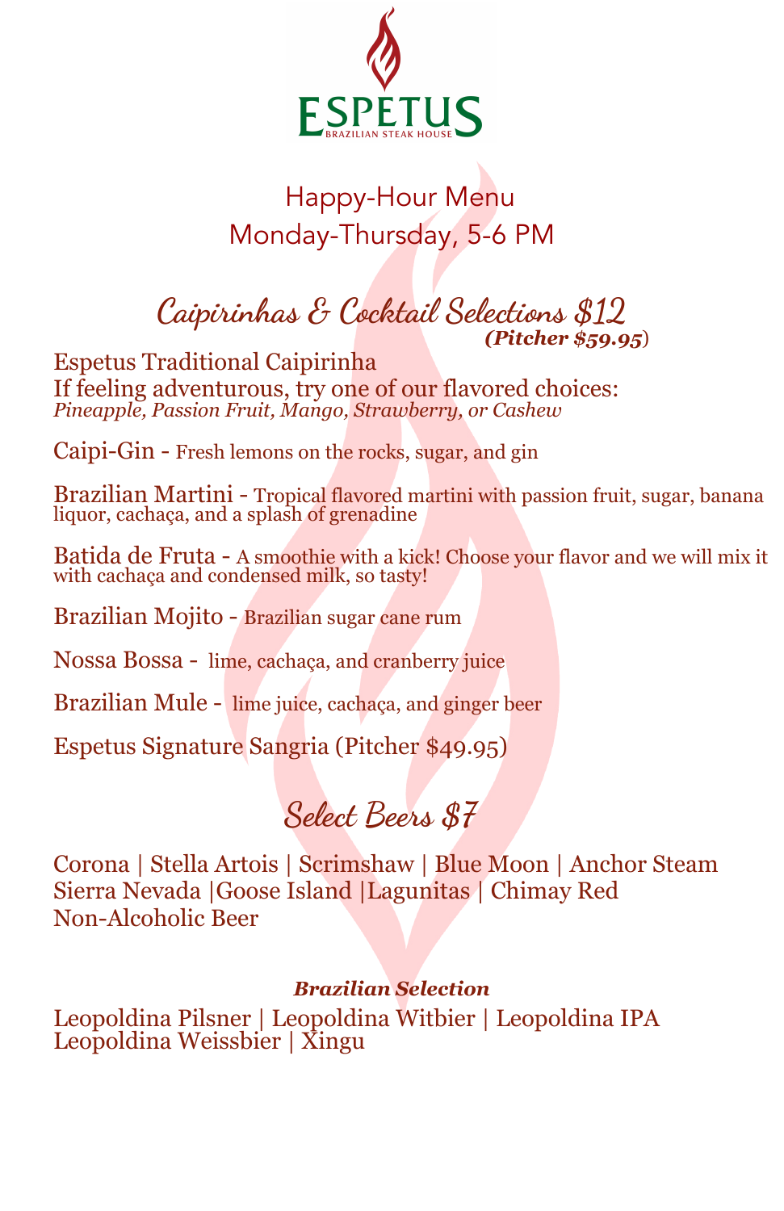# ESPETUS

BRAZILIAN STEAK HOUSE

## Happy-Hour Menu
## Monday-Thursday, 5-6 PM

## Caipirinhas & Cocktail Selections $12
***(Pitcher $59.95)***

Espetus Traditional Caipirinha
If feeling adventurous, try one of our flavored choices:
*Pineapple, Passion Fruit, Mango, Strawberry, or Cashew*

Caipi-Gin - Fresh lemons on the rocks, sugar, and gin

Brazilian Martini - Tropical flavored martini with passion fruit, sugar, banana liquor, cachaça, and a splash of grenadine

Batida de Fruta - A smoothie with a kick! Choose your flavor and we will mix it with cachaça and condensed milk, so tasty!

Brazilian Mojito - Brazilian sugar cane rum

Nossa Bossa - lime, cachaça, and cranberry juice

Brazilian Mule - lime juice, cachaça, and ginger beer

Espetus Signature Sangria (Pitcher $49.95)

## Select Beers $7

Corona | Stella Artois | Scrimshaw | Blue Moon | Anchor Steam
Sierra Nevada |Goose Island |Lagunitas | Chimay Red
Non-Alcoholic Beer

***Brazilian Selection***

Leopoldina Pilsner | Leopoldina Witbier | Leopoldina IPA
Leopoldina Weissbier | Xingu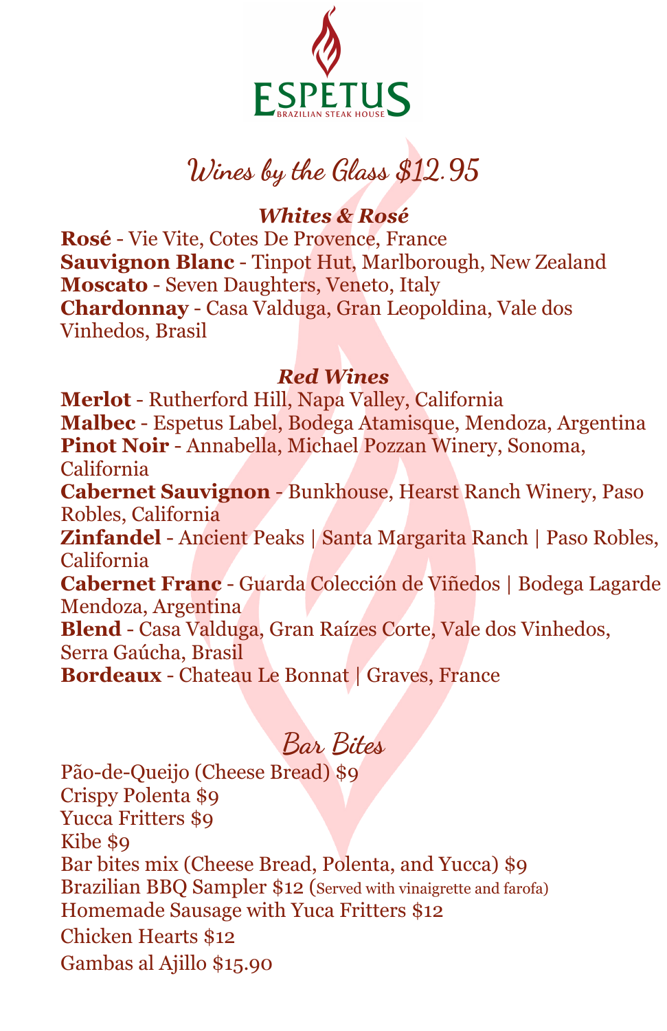# ESPETUS

BRAZILIAN STEAK HOUSE

## Wines by the Glass $12.95

### *Whites & Rosé*

**Rosé** - Vie Vite, Cotes De Provence, France
**Sauvignon Blanc** - Tinpot Hut, Marlborough, New Zealand
**Moscato** - Seven Daughters, Veneto, Italy
**Chardonnay** - Casa Valduga, Gran Leopoldina, Vale dos Vinhedos, Brasil

### *Red Wines*

**Merlot** - Rutherford Hill, Napa Valley, California
**Malbec** - Espetus Label, Bodega Atamisque, Mendoza, Argentina
**Pinot Noir** - Annabella, Michael Pozzan Winery, Sonoma, California
**Cabernet Sauvignon** - Bunkhouse, Hearst Ranch Winery, Paso Robles, California
**Zinfandel** - Ancient Peaks | Santa Margarita Ranch | Paso Robles, California
**Cabernet Franc** - Guarda Colección de Viñedos | Bodega Lagarde Mendoza, Argentina
**Blend** - Casa Valduga, Gran Raízes Corte, Vale dos Vinhedos, Serra Gaúcha, Brasil
**Bordeaux** - Chateau Le Bonnat | Graves, France

## Bar Bites

Pão-de-Queijo (Cheese Bread) $9
Crispy Polenta $9
Yucca Fritters $9
Kibe $9
Bar bites mix (Cheese Bread, Polenta, and Yucca) $9
Brazilian BBQ Sampler $12 (Served with vinaigrette and farofa)
Homemade Sausage with Yuca Fritters $12
Chicken Hearts $12
Gambas al Ajillo $15.90